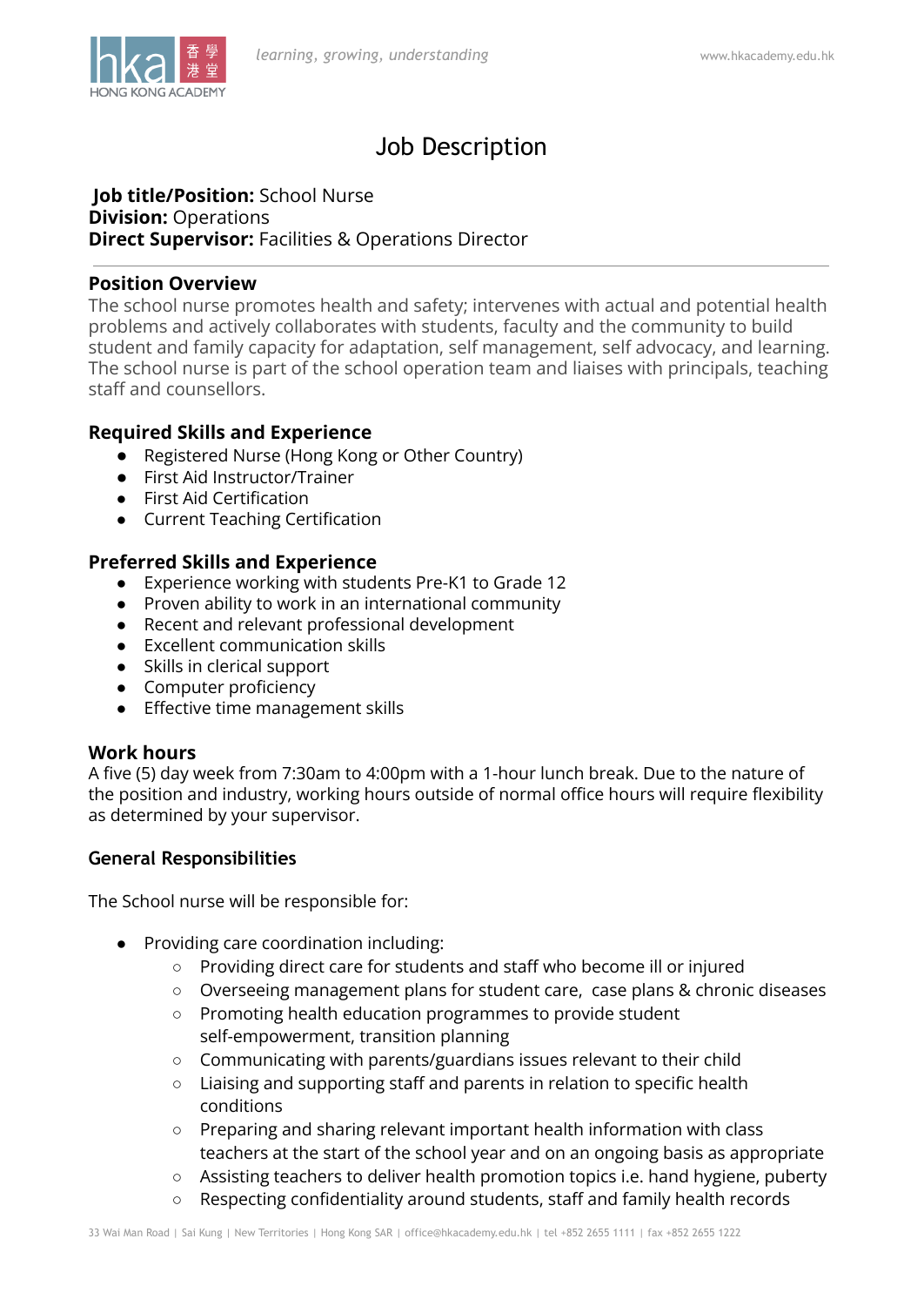# Job Description

**Job title/Position:** School Nurse
**Division:** Operations
**Direct Supervisor:** Facilities & Operations Director

---

## Position Overview

The school nurse promotes health and safety; intervenes with actual and potential health problems and actively collaborates with students, faculty and the community to build student and family capacity for adaptation, self management, self advocacy, and learning. The school nurse is part of the school operation team and liaises with principals, teaching staff and counsellors.

## Required Skills and Experience

- Registered Nurse (Hong Kong or Other Country)
- First Aid Instructor/Trainer
- First Aid Certification
- Current Teaching Certification

## Preferred Skills and Experience

- Experience working with students Pre-K1 to Grade 12
- Proven ability to work in an international community
- Recent and relevant professional development
- Excellent communication skills
- Skills in clerical support
- Computer proficiency
- Effective time management skills

## Work hours

A five (5) day week from 7:30am to 4:00pm with a 1-hour lunch break. Due to the nature of the position and industry, working hours outside of normal office hours will require flexibility as determined by your supervisor.

## General Responsibilities

The School nurse will be responsible for:

- Providing care coordination including:
  - Providing direct care for students and staff who become ill or injured
  - Overseeing management plans for student care, case plans & chronic diseases
  - Promoting health education programmes to provide student self-empowerment, transition planning
  - Communicating with parents/guardians issues relevant to their child
  - Liaising and supporting staff and parents in relation to specific health conditions
  - Preparing and sharing relevant important health information with class teachers at the start of the school year and on an ongoing basis as appropriate
  - Assisting teachers to deliver health promotion topics i.e. hand hygiene, puberty
  - Respecting confidentiality around students, staff and family health records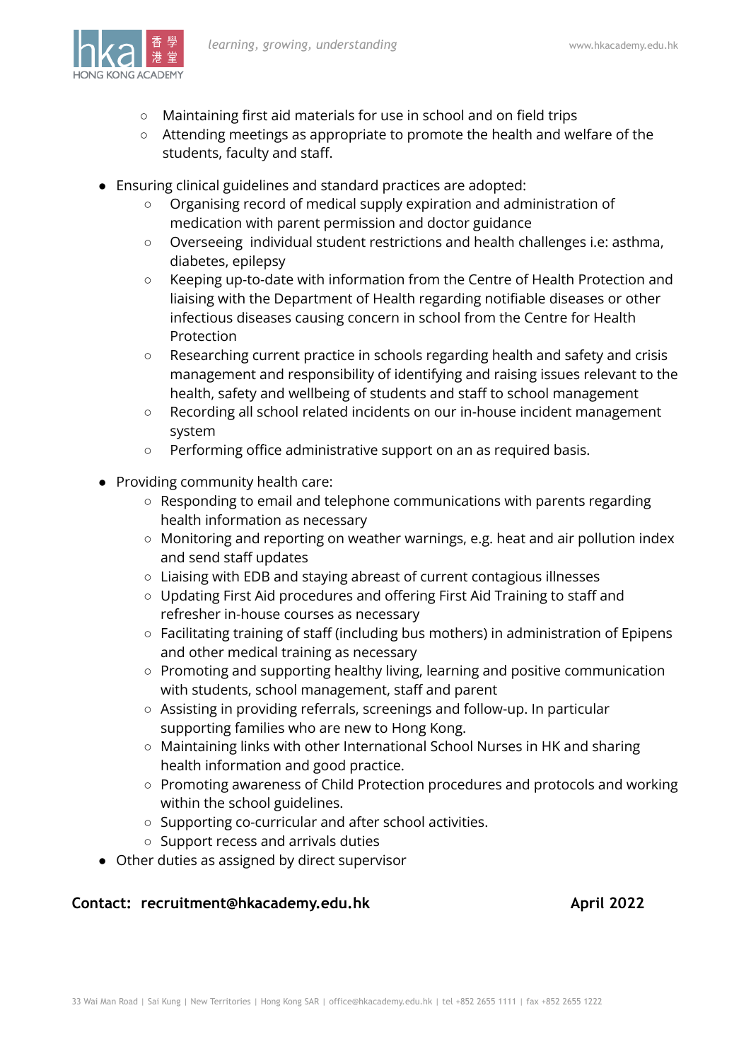- Maintaining first aid materials for use in school and on field trips
  - Attending meetings as appropriate to promote the health and welfare of the students, faculty and staff.

- Ensuring clinical guidelines and standard practices are adopted:
  - Organising record of medical supply expiration and administration of medication with parent permission and doctor guidance
  - Overseeing  individual student restrictions and health challenges i.e: asthma, diabetes, epilepsy
  - Keeping up-to-date with information from the Centre of Health Protection and liaising with the Department of Health regarding notifiable diseases or other infectious diseases causing concern in school from the Centre for Health Protection
  - Researching current practice in schools regarding health and safety and crisis management and responsibility of identifying and raising issues relevant to the health, safety and wellbeing of students and staff to school management
  - Recording all school related incidents on our in-house incident management system
  - Performing office administrative support on an as required basis.

- Providing community health care:
  - Responding to email and telephone communications with parents regarding health information as necessary
  - Monitoring and reporting on weather warnings, e.g. heat and air pollution index and send staff updates
  - Liaising with EDB and staying abreast of current contagious illnesses
  - Updating First Aid procedures and offering First Aid Training to staff and refresher in-house courses as necessary
  - Facilitating training of staff (including bus mothers) in administration of Epipens and other medical training as necessary
  - Promoting and supporting healthy living, learning and positive communication with students, school management, staff and parent
  - Assisting in providing referrals, screenings and follow-up. In particular supporting families who are new to Hong Kong.
  - Maintaining links with other International School Nurses in HK and sharing health information and good practice.
  - Promoting awareness of Child Protection procedures and protocols and working within the school guidelines.
  - Supporting co-curricular and after school activities.
  - Support recess and arrivals duties
- Other duties as assigned by direct supervisor

**Contact: recruitment@hkacademy.edu.hk** **April 2022**